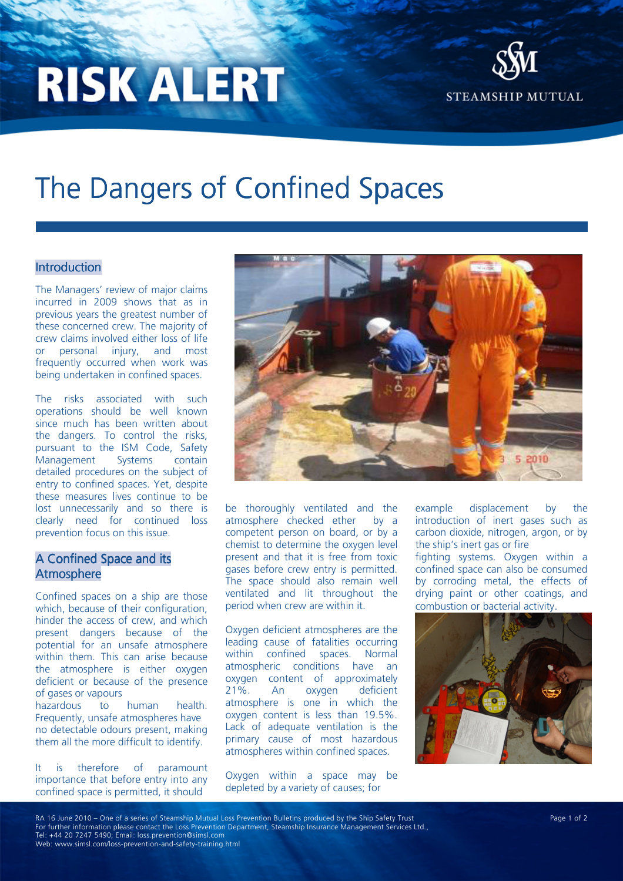# RISK ALERT

# The Dangers of Confined Spaces

## Introduction

The Managers' review of major claims incurred in 2009 shows that as in previous years the greatest number of these concerned crew. The majority of crew claims involved either loss of life or personal injury, and most frequently occurred when work was being undertaken in confined spaces.

The risks associated with such operations should be well known since much has been written about the dangers. To control the risks, pursuant to the ISM Code, Safety Management Systems contain detailed procedures on the subject of entry to confined spaces. Yet, despite these measures lives continue to be lost unnecessarily and so there is clearly need for continued loss prevention focus on this issue.

## A Confined Space and its Atmosphere

Confined spaces on a ship are those which, because of their configuration, hinder the access of crew, and which present dangers because of the potential for an unsafe atmosphere within them. This can arise because the atmosphere is either oxygen deficient or because of the presence of gases or vapours hazardous to human health. Frequently, unsafe atmospheres have no detectable odours present, making them all the more difficult to identify.

It is therefore of paramount importance that before entry into any confined space is permitted, it should be thoroughly ventilated and the atmosphere checked ether by a competent person on board, or by a chemist to determine the oxygen level present and that it is free from toxic gases before crew entry is permitted. The space should also remain well ventilated and lit throughout the period when crew are within it.

Oxygen deficient atmospheres are the leading cause of fatalities occurring within confined spaces. Normal atmospheric conditions have an oxygen content of approximately 21%. An oxygen deficient atmosphere is one in which the oxygen content is less than 19.5%. Lack of adequate ventilation is the primary cause of most hazardous atmospheres within confined spaces.

Oxygen within a space may be depleted by a variety of causes; for example displacement by the introduction of inert gases such as carbon dioxide, nitrogen, argon, or by the ship's inert gas or fire fighting systems. Oxygen within a confined space can also be consumed by corroding metal, the effects of drying paint or other coatings, and combustion or bacterial activity.

RA 16 June 2010 – One of a series of Steamship Mutual Loss Prevention Bulletins produced by the Ship Safety Trust
For further information please contact the Loss Prevention Department, Steamship Insurance Management Services Ltd.,
Tel: +44 20 7247 5490; Email: loss.prevention@simsl.com
Web: www.simsl.com/loss-prevention-and-safety-training.html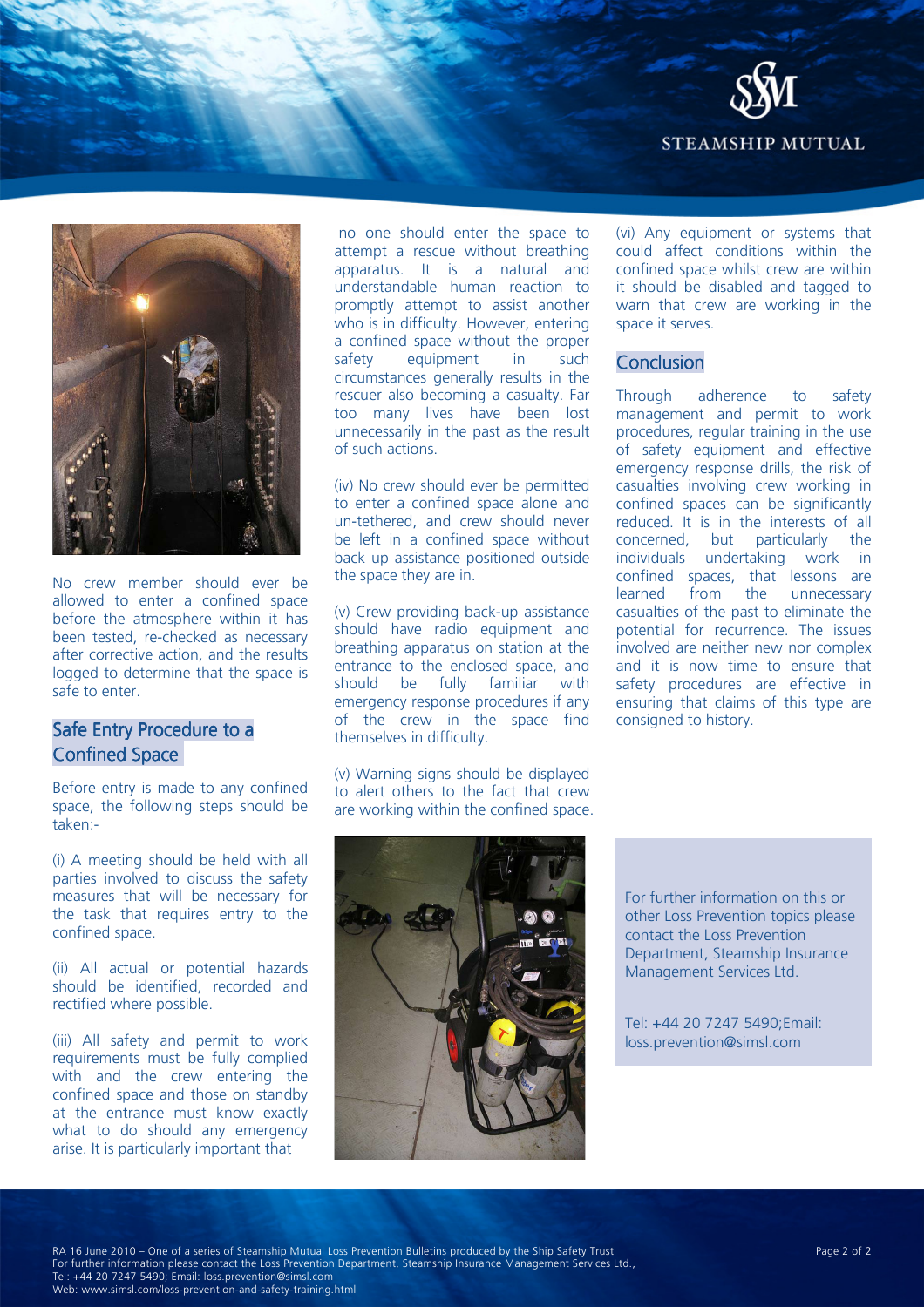No crew member should ever be allowed to enter a confined space before the atmosphere within it has been tested, re-checked as necessary after corrective action, and the results logged to determine that the space is safe to enter.

## Safe Entry Procedure to a Confined Space

Before entry is made to any confined space, the following steps should be taken:-

(i) A meeting should be held with all parties involved to discuss the safety measures that will be necessary for the task that requires entry to the confined space.

(ii) All actual or potential hazards should be identified, recorded and rectified where possible.

(iii) All safety and permit to work requirements must be fully complied with and the crew entering the confined space and those on standby at the entrance must know exactly what to do should any emergency arise. It is particularly important that no one should enter the space to attempt a rescue without breathing apparatus. It is a natural and understandable human reaction to promptly attempt to assist another who is in difficulty. However, entering a confined space without the proper safety equipment in such circumstances generally results in the rescuer also becoming a casualty. Far too many lives have been lost unnecessarily in the past as the result of such actions.

(iv) No crew should ever be permitted to enter a confined space alone and un-tethered, and crew should never be left in a confined space without back up assistance positioned outside the space they are in.

(v) Crew providing back-up assistance should have radio equipment and breathing apparatus on station at the entrance to the enclosed space, and should be fully familiar with emergency response procedures if any of the crew in the space find themselves in difficulty.

(v) Warning signs should be displayed to alert others to the fact that crew are working within the confined space.

(vi) Any equipment or systems that could affect conditions within the confined space whilst crew are within it should be disabled and tagged to warn that crew are working in the space it serves.

## Conclusion

Through adherence to safety management and permit to work procedures, regular training in the use of safety equipment and effective emergency response drills, the risk of casualties involving crew working in confined spaces can be significantly reduced. It is in the interests of all concerned, but particularly the individuals undertaking work in confined spaces, that lessons are learned from the unnecessary casualties of the past to eliminate the potential for recurrence. The issues involved are neither new nor complex and it is now time to ensure that safety procedures are effective in ensuring that claims of this type are consigned to history.

For further information on this or other Loss Prevention topics please contact the Loss Prevention Department, Steamship Insurance Management Services Ltd.

Tel: +44 20 7247 5490;Email: loss.prevention@simsl.com

RA 16 June 2010 – One of a series of Steamship Mutual Loss Prevention Bulletins produced by the Ship Safety Trust
For further information please contact the Loss Prevention Department, Steamship Insurance Management Services Ltd.,
Tel: +44 20 7247 5490; Email: loss.prevention@simsl.com
Web: www.simsl.com/loss-prevention-and-safety-training.html